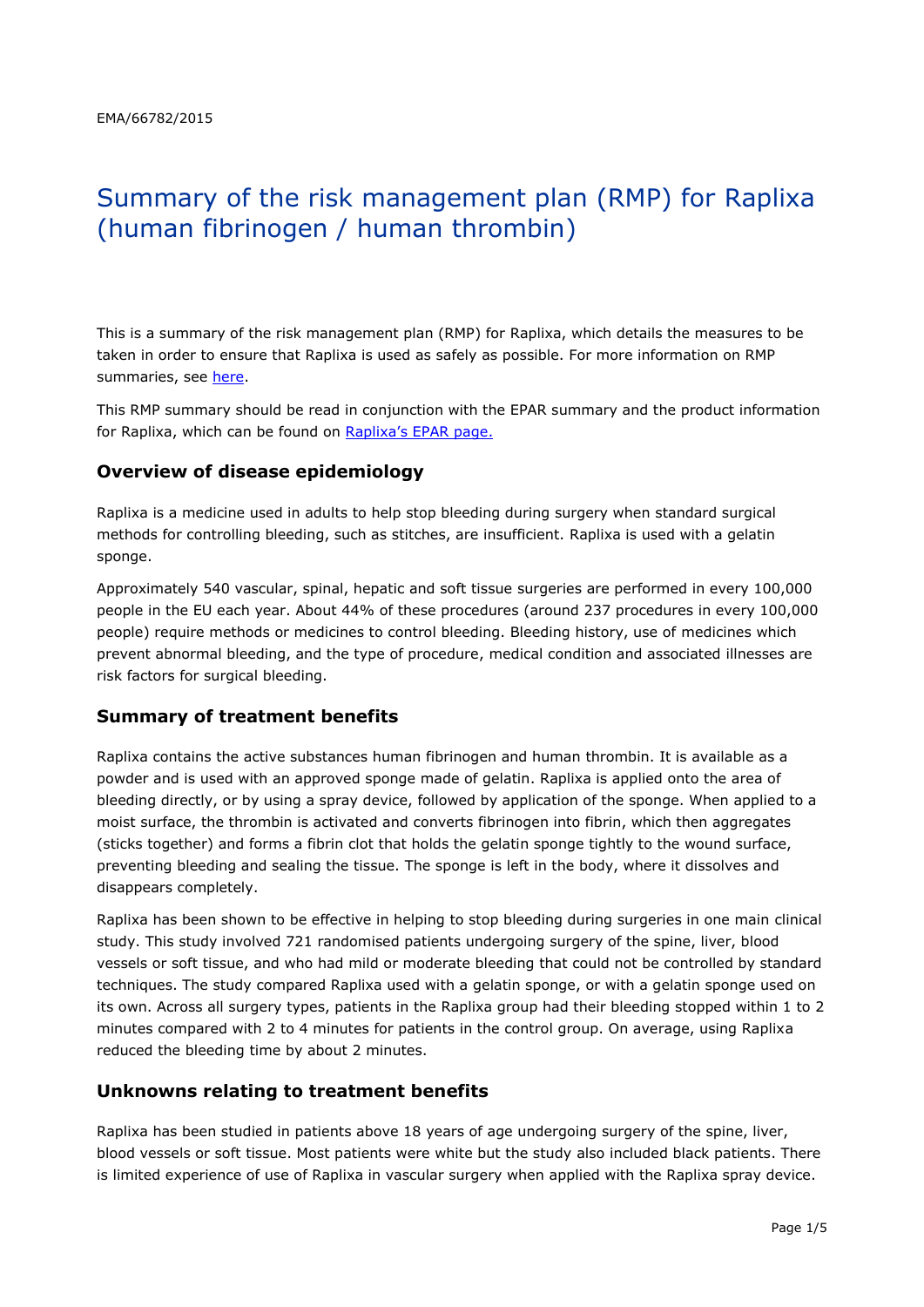EMA/66782/2015

# Summary of the risk management plan (RMP) for Raplixa (human fibrinogen / human thrombin)

This is a summary of the risk management plan (RMP) for Raplixa, which details the measures to be taken in order to ensure that Raplixa is used as safely as possible. For more information on RMP summaries, see [here](here).

This RMP summary should be read in conjunction with the EPAR summary and the product information for Raplixa, which can be found on [Raplixa's EPAR page.](Raplixa's EPAR page.)

## Overview of disease epidemiology

Raplixa is a medicine used in adults to help stop bleeding during surgery when standard surgical methods for controlling bleeding, such as stitches, are insufficient. Raplixa is used with a gelatin sponge.

Approximately 540 vascular, spinal, hepatic and soft tissue surgeries are performed in every 100,000 people in the EU each year. About 44% of these procedures (around 237 procedures in every 100,000 people) require methods or medicines to control bleeding. Bleeding history, use of medicines which prevent abnormal bleeding, and the type of procedure, medical condition and associated illnesses are risk factors for surgical bleeding.

## Summary of treatment benefits

Raplixa contains the active substances human fibrinogen and human thrombin. It is available as a powder and is used with an approved sponge made of gelatin. Raplixa is applied onto the area of bleeding directly, or by using a spray device, followed by application of the sponge. When applied to a moist surface, the thrombin is activated and converts fibrinogen into fibrin, which then aggregates (sticks together) and forms a fibrin clot that holds the gelatin sponge tightly to the wound surface, preventing bleeding and sealing the tissue. The sponge is left in the body, where it dissolves and disappears completely.

Raplixa has been shown to be effective in helping to stop bleeding during surgeries in one main clinical study. This study involved 721 randomised patients undergoing surgery of the spine, liver, blood vessels or soft tissue, and who had mild or moderate bleeding that could not be controlled by standard techniques. The study compared Raplixa used with a gelatin sponge, or with a gelatin sponge used on its own. Across all surgery types, patients in the Raplixa group had their bleeding stopped within 1 to 2 minutes compared with 2 to 4 minutes for patients in the control group. On average, using Raplixa reduced the bleeding time by about 2 minutes.

## Unknowns relating to treatment benefits

Raplixa has been studied in patients above 18 years of age undergoing surgery of the spine, liver, blood vessels or soft tissue. Most patients were white but the study also included black patients. There is limited experience of use of Raplixa in vascular surgery when applied with the Raplixa spray device.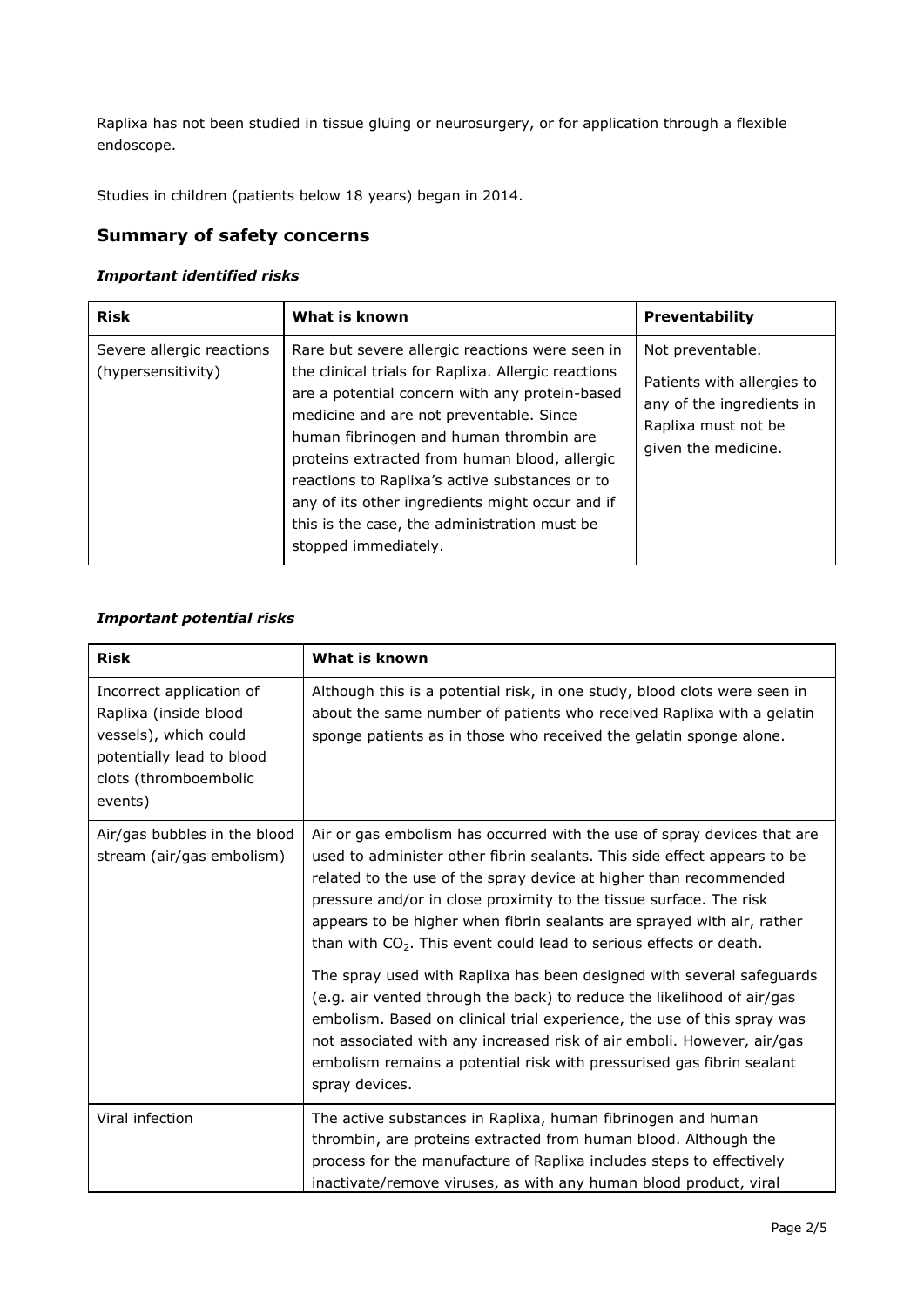Raplixa has not been studied in tissue gluing or neurosurgery, or for application through a flexible endoscope.

Studies in children (patients below 18 years) began in 2014.

## Summary of safety concerns

### *Important identified risks*

| Risk | What is known | Preventability |
|---|---|---|
| Severe allergic reactions (hypersensitivity) | Rare but severe allergic reactions were seen in the clinical trials for Raplixa. Allergic reactions are a potential concern with any protein-based medicine and are not preventable. Since human fibrinogen and human thrombin are proteins extracted from human blood, allergic reactions to Raplixa's active substances or to any of its other ingredients might occur and if this is the case, the administration must be stopped immediately. | Not preventable.<br>Patients with allergies to any of the ingredients in Raplixa must not be given the medicine. |

### *Important potential risks*

| Risk | What is known |
|---|---|
| Incorrect application of Raplixa (inside blood vessels), which could potentially lead to blood clots (thromboembolic events) | Although this is a potential risk, in one study, blood clots were seen in about the same number of patients who received Raplixa with a gelatin sponge patients as in those who received the gelatin sponge alone. |
| Air/gas bubbles in the blood stream (air/gas embolism) | Air or gas embolism has occurred with the use of spray devices that are used to administer other fibrin sealants. This side effect appears to be related to the use of the spray device at higher than recommended pressure and/or in close proximity to the tissue surface. The risk appears to be higher when fibrin sealants are sprayed with air, rather than with $CO_2$. This event could lead to serious effects or death.<br><br>The spray used with Raplixa has been designed with several safeguards (e.g. air vented through the back) to reduce the likelihood of air/gas embolism. Based on clinical trial experience, the use of this spray was not associated with any increased risk of air emboli. However, air/gas embolism remains a potential risk with pressurised gas fibrin sealant spray devices. |
| Viral infection | The active substances in Raplixa, human fibrinogen and human thrombin, are proteins extracted from human blood. Although the process for the manufacture of Raplixa includes steps to effectively inactivate/remove viruses, as with any human blood product, viral |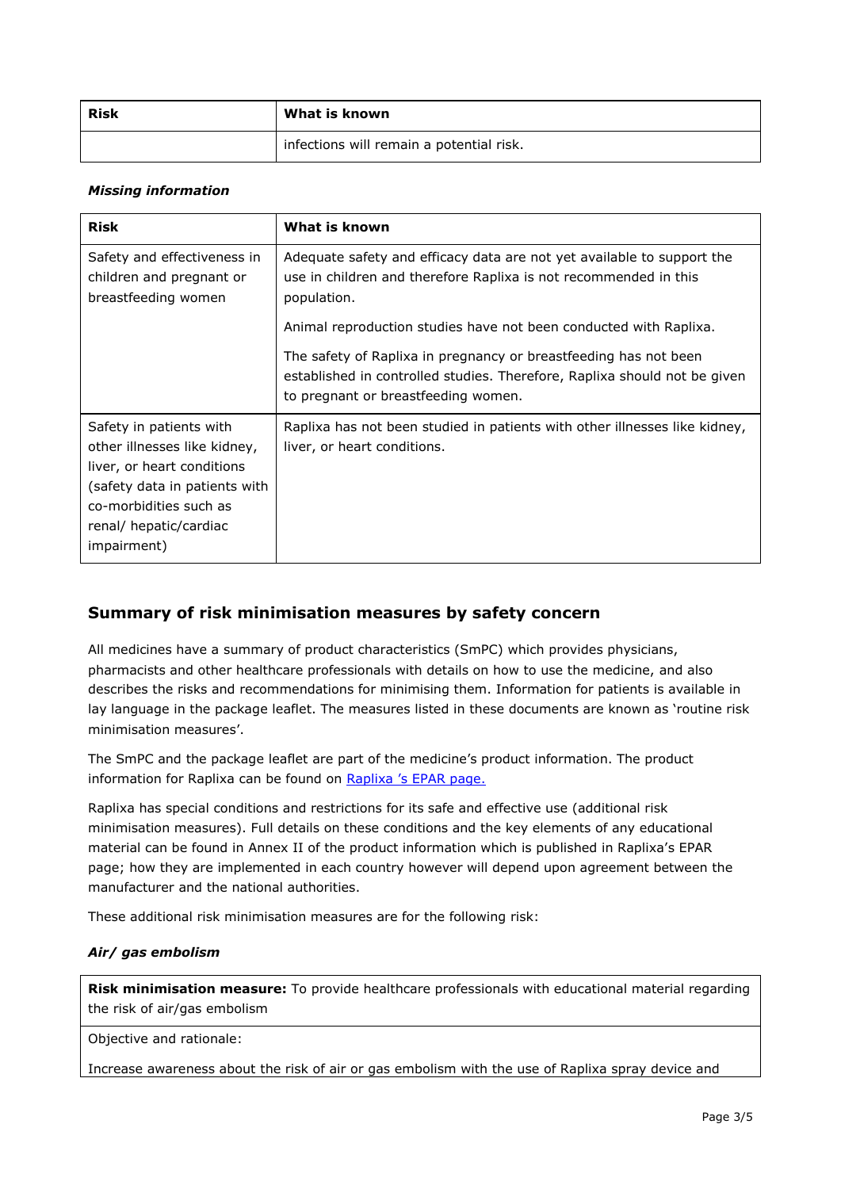| Risk | What is known |
| --- | --- |
| | infections will remain a potential risk. |

***Missing information***

| Risk | What is known |
| --- | --- |
| Safety and effectiveness in children and pregnant or breastfeeding women | Adequate safety and efficacy data are not yet available to support the use in children and therefore Raplixa is not recommended in this population.<br><br>Animal reproduction studies have not been conducted with Raplixa.<br><br>The safety of Raplixa in pregnancy or breastfeeding has not been established in controlled studies. Therefore, Raplixa should not be given to pregnant or breastfeeding women. |
| Safety in patients with other illnesses like kidney, liver, or heart conditions (safety data in patients with co-morbidities such as renal/ hepatic/cardiac impairment) | Raplixa has not been studied in patients with other illnesses like kidney, liver, or heart conditions. |

## Summary of risk minimisation measures by safety concern

All medicines have a summary of product characteristics (SmPC) which provides physicians, pharmacists and other healthcare professionals with details on how to use the medicine, and also describes the risks and recommendations for minimising them. Information for patients is available in lay language in the package leaflet. The measures listed in these documents are known as 'routine risk minimisation measures'.

The SmPC and the package leaflet are part of the medicine's product information. The product information for Raplixa can be found on Raplixa 's EPAR page.

Raplixa has special conditions and restrictions for its safe and effective use (additional risk minimisation measures). Full details on these conditions and the key elements of any educational material can be found in Annex II of the product information which is published in Raplixa's EPAR page; how they are implemented in each country however will depend upon agreement between the manufacturer and the national authorities.

These additional risk minimisation measures are for the following risk:

***Air/ gas embolism***

| **Risk minimisation measure:** To provide healthcare professionals with educational material regarding the risk of air/gas embolism |
| --- |
| Objective and rationale:<br><br>Increase awareness about the risk of air or gas embolism with the use of Raplixa spray device and |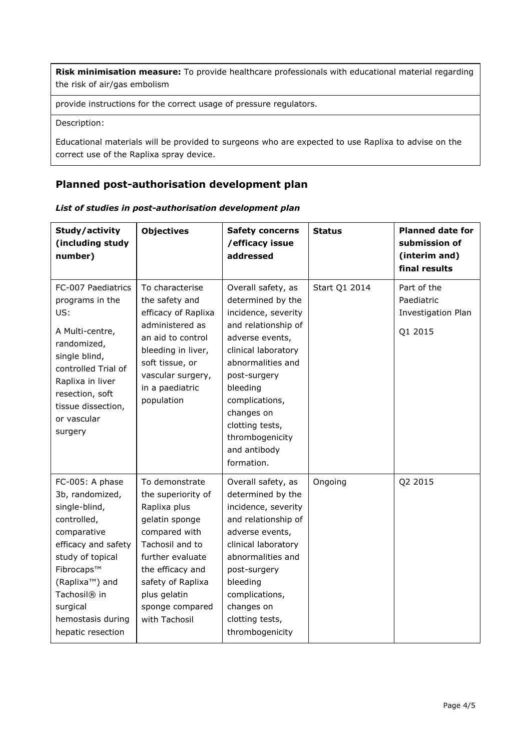**Risk minimisation measure:** To provide healthcare professionals with educational material regarding the risk of air/gas embolism

provide instructions for the correct usage of pressure regulators.

Description:

Educational materials will be provided to surgeons who are expected to use Raplixa to advise on the correct use of the Raplixa spray device.

## Planned post-authorisation development plan

***List of studies in post-authorisation development plan***

| Study/activity (including study number) | Objectives | Safety concerns /efficacy issue addressed | Status | Planned date for submission of (interim and) final results |
|---|---|---|---|---|
| FC-007 Paediatrics programs in the US:<br><br>A Multi-centre, randomized, single blind, controlled Trial of Raplixa in liver resection, soft tissue dissection, or vascular surgery | To characterise the safety and efficacy of Raplixa administered as an aid to control bleeding in liver, soft tissue, or vascular surgery, in a paediatric population | Overall safety, as determined by the incidence, severity and relationship of adverse events, clinical laboratory abnormalities and post-surgery bleeding complications, changes on clotting tests, thrombogenicity and antibody formation. | Start Q1 2014 | Part of the Paediatric Investigation Plan<br><br>Q1 2015 |
| FC-005: A phase 3b, randomized, single-blind, controlled, comparative efficacy and safety study of topical Fibrocaps™ (Raplixa™) and Tachosil® in surgical hemostasis during hepatic resection | To demonstrate the superiority of Raplixa plus gelatin sponge compared with Tachosil and to further evaluate the efficacy and safety of Raplixa plus gelatin sponge compared with Tachosil | Overall safety, as determined by the incidence, severity and relationship of adverse events, clinical laboratory abnormalities and post-surgery bleeding complications, changes on clotting tests, thrombogenicity | Ongoing | Q2 2015 |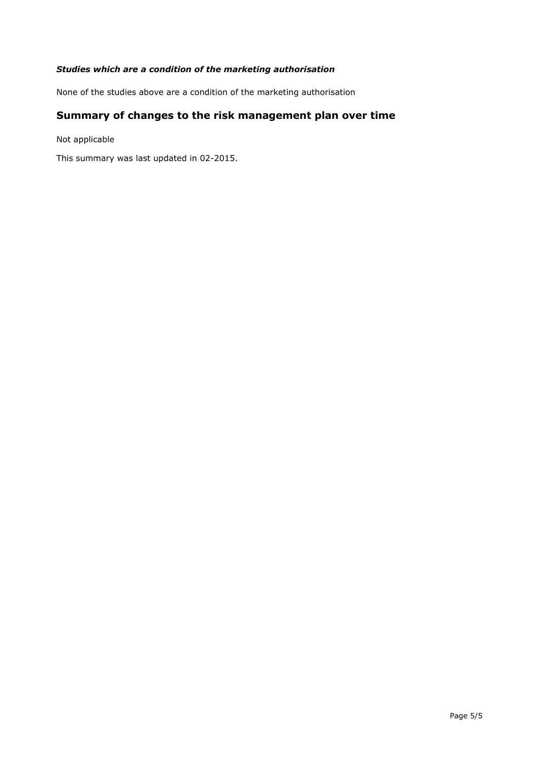### *Studies which are a condition of the marketing authorisation*

None of the studies above are a condition of the marketing authorisation

## Summary of changes to the risk management plan over time

Not applicable

This summary was last updated in 02-2015.